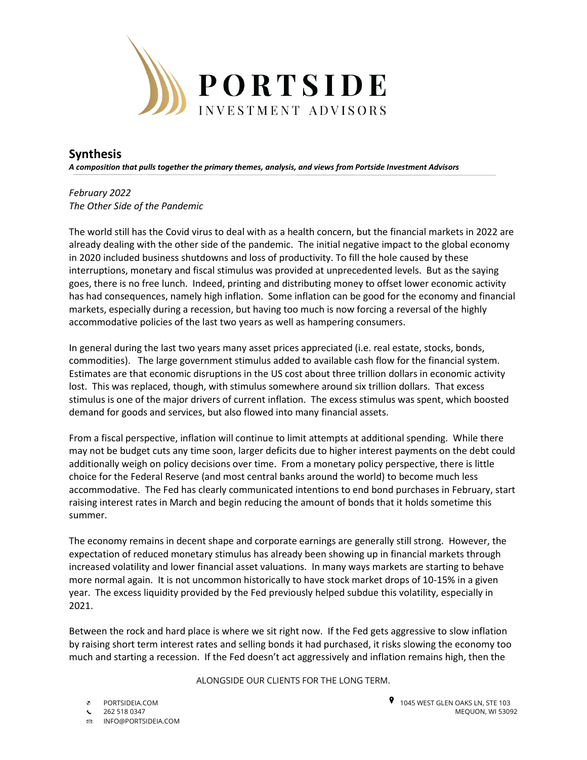# Synthesis

***A composition that pulls together the primary themes, analysis, and views from Portside Investment Advisors***

*February 2022*
*The Other Side of the Pandemic*

The world still has the Covid virus to deal with as a health concern, but the financial markets in 2022 are already dealing with the other side of the pandemic. The initial negative impact to the global economy in 2020 included business shutdowns and loss of productivity. To fill the hole caused by these interruptions, monetary and fiscal stimulus was provided at unprecedented levels. But as the saying goes, there is no free lunch. Indeed, printing and distributing money to offset lower economic activity has had consequences, namely high inflation. Some inflation can be good for the economy and financial markets, especially during a recession, but having too much is now forcing a reversal of the highly accommodative policies of the last two years as well as hampering consumers.

In general during the last two years many asset prices appreciated (i.e. real estate, stocks, bonds, commodities). The large government stimulus added to available cash flow for the financial system. Estimates are that economic disruptions in the US cost about three trillion dollars in economic activity lost. This was replaced, though, with stimulus somewhere around six trillion dollars. That excess stimulus is one of the major drivers of current inflation. The excess stimulus was spent, which boosted demand for goods and services, but also flowed into many financial assets.

From a fiscal perspective, inflation will continue to limit attempts at additional spending. While there may not be budget cuts any time soon, larger deficits due to higher interest payments on the debt could additionally weigh on policy decisions over time. From a monetary policy perspective, there is little choice for the Federal Reserve (and most central banks around the world) to become much less accommodative. The Fed has clearly communicated intentions to end bond purchases in February, start raising interest rates in March and begin reducing the amount of bonds that it holds sometime this summer.

The economy remains in decent shape and corporate earnings are generally still strong. However, the expectation of reduced monetary stimulus has already been showing up in financial markets through increased volatility and lower financial asset valuations. In many ways markets are starting to behave more normal again. It is not uncommon historically to have stock market drops of 10-15% in a given year. The excess liquidity provided by the Fed previously helped subdue this volatility, especially in 2021.

Between the rock and hard place is where we sit right now. If the Fed gets aggressive to slow inflation by raising short term interest rates and selling bonds it had purchased, it risks slowing the economy too much and starting a recession. If the Fed doesn't act aggressively and inflation remains high, then the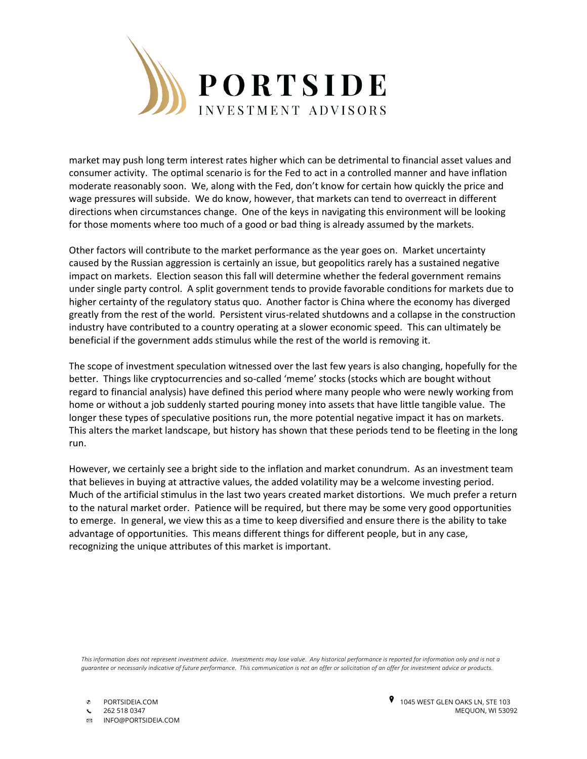market may push long term interest rates higher which can be detrimental to financial asset values and consumer activity. The optimal scenario is for the Fed to act in a controlled manner and have inflation moderate reasonably soon. We, along with the Fed, don't know for certain how quickly the price and wage pressures will subside. We do know, however, that markets can tend to overreact in different directions when circumstances change. One of the keys in navigating this environment will be looking for those moments where too much of a good or bad thing is already assumed by the markets.

Other factors will contribute to the market performance as the year goes on. Market uncertainty caused by the Russian aggression is certainly an issue, but geopolitics rarely has a sustained negative impact on markets. Election season this fall will determine whether the federal government remains under single party control. A split government tends to provide favorable conditions for markets due to higher certainty of the regulatory status quo. Another factor is China where the economy has diverged greatly from the rest of the world. Persistent virus-related shutdowns and a collapse in the construction industry have contributed to a country operating at a slower economic speed. This can ultimately be beneficial if the government adds stimulus while the rest of the world is removing it.

The scope of investment speculation witnessed over the last few years is also changing, hopefully for the better. Things like cryptocurrencies and so-called 'meme' stocks (stocks which are bought without regard to financial analysis) have defined this period where many people who were newly working from home or without a job suddenly started pouring money into assets that have little tangible value. The longer these types of speculative positions run, the more potential negative impact it has on markets. This alters the market landscape, but history has shown that these periods tend to be fleeting in the long run.

However, we certainly see a bright side to the inflation and market conundrum. As an investment team that believes in buying at attractive values, the added volatility may be a welcome investing period. Much of the artificial stimulus in the last two years created market distortions. We much prefer a return to the natural market order. Patience will be required, but there may be some very good opportunities to emerge. In general, we view this as a time to keep diversified and ensure there is the ability to take advantage of opportunities. This means different things for different people, but in any case, recognizing the unique attributes of this market is important.

*This information does not represent investment advice. Investments may lose value. Any historical performance is reported for information only and is not a guarantee or necessarily indicative of future performance. This communication is not an offer or solicitation of an offer for investment advice or products.*